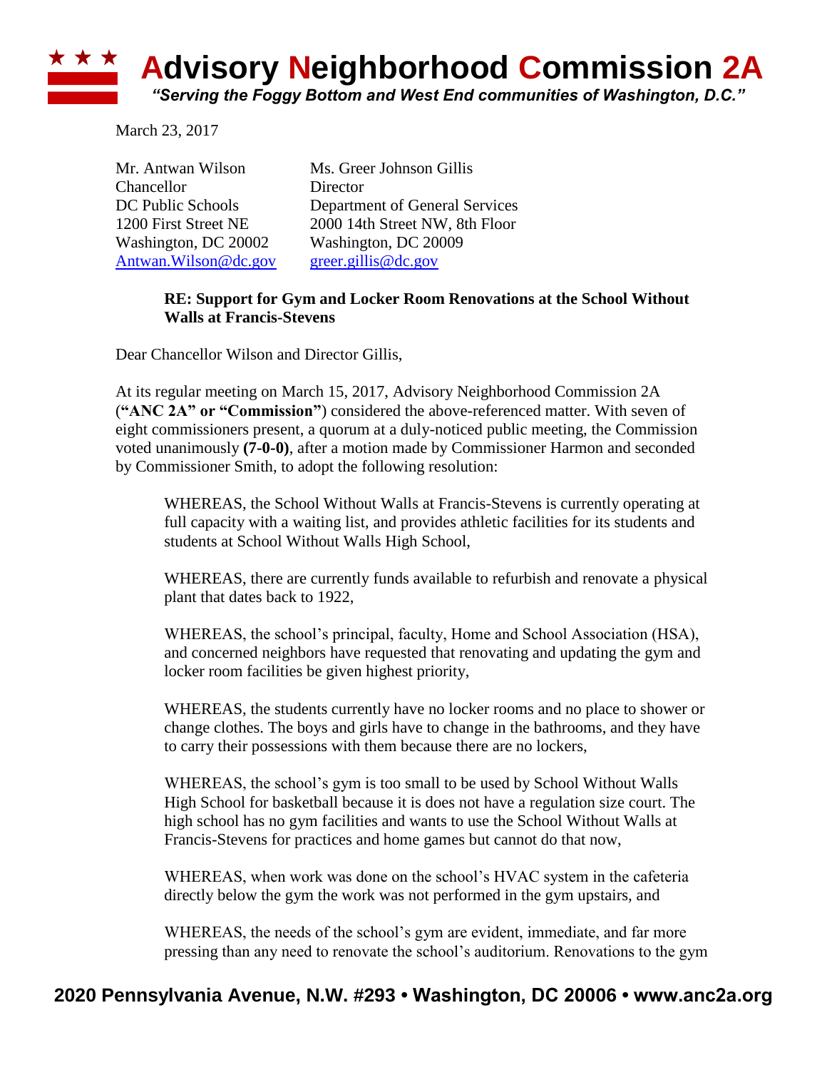# Advisory Neighborhood Commission 2A

*"Serving the Foggy Bottom and West End communities of Washington, D.C."*

March 23, 2017

Mr. Antwan Wilson
Chancellor
DC Public Schools
1200 First Street NE
Washington, DC 20002
Antwan.Wilson@dc.gov

Ms. Greer Johnson Gillis
Director
Department of General Services
2000 14th Street NW, 8th Floor
Washington, DC 20009
greer.gillis@dc.gov

**RE: Support for Gym and Locker Room Renovations at the School Without Walls at Francis-Stevens**

Dear Chancellor Wilson and Director Gillis,

At its regular meeting on March 15, 2017, Advisory Neighborhood Commission 2A (**"ANC 2A" or "Commission"**) considered the above-referenced matter. With seven of eight commissioners present, a quorum at a duly-noticed public meeting, the Commission voted unanimously **(7-0-0)**, after a motion made by Commissioner Harmon and seconded by Commissioner Smith, to adopt the following resolution:

> WHEREAS, the School Without Walls at Francis-Stevens is currently operating at full capacity with a waiting list, and provides athletic facilities for its students and students at School Without Walls High School,
>
> WHEREAS, there are currently funds available to refurbish and renovate a physical plant that dates back to 1922,
>
> WHEREAS, the school's principal, faculty, Home and School Association (HSA), and concerned neighbors have requested that renovating and updating the gym and locker room facilities be given highest priority,
>
> WHEREAS, the students currently have no locker rooms and no place to shower or change clothes. The boys and girls have to change in the bathrooms, and they have to carry their possessions with them because there are no lockers,
>
> WHEREAS, the school's gym is too small to be used by School Without Walls High School for basketball because it is does not have a regulation size court. The high school has no gym facilities and wants to use the School Without Walls at Francis-Stevens for practices and home games but cannot do that now,
>
> WHEREAS, when work was done on the school's HVAC system in the cafeteria directly below the gym the work was not performed in the gym upstairs, and
>
> WHEREAS, the needs of the school's gym are evident, immediate, and far more pressing than any need to renovate the school's auditorium. Renovations to the gym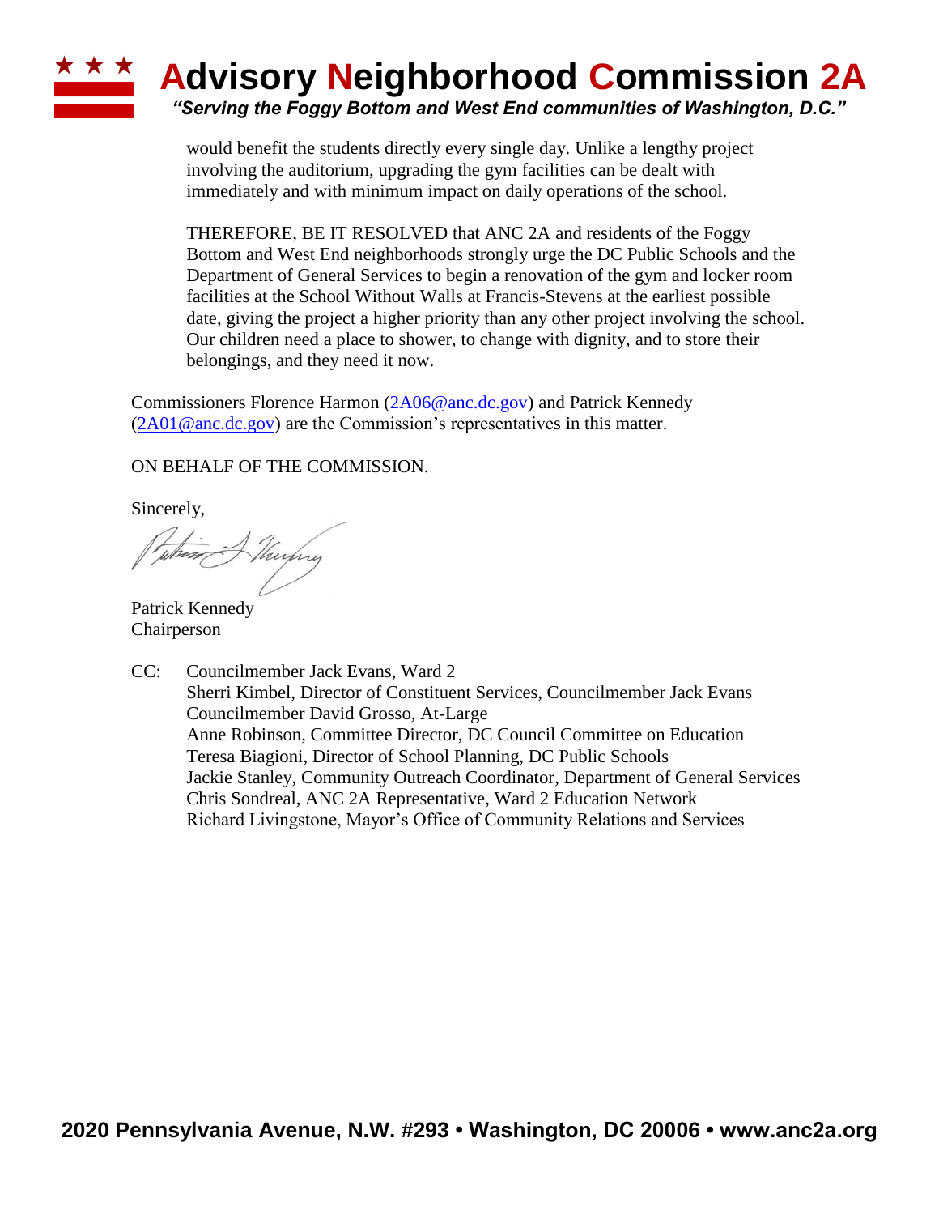would benefit the students directly every single day. Unlike a lengthy project involving the auditorium, upgrading the gym facilities can be dealt with immediately and with minimum impact on daily operations of the school.

THEREFORE, BE IT RESOLVED that ANC 2A and residents of the Foggy Bottom and West End neighborhoods strongly urge the DC Public Schools and the Department of General Services to begin a renovation of the gym and locker room facilities at the School Without Walls at Francis-Stevens at the earliest possible date, giving the project a higher priority than any other project involving the school. Our children need a place to shower, to change with dignity, and to store their belongings, and they need it now.

Commissioners Florence Harmon (2A06@anc.dc.gov) and Patrick Kennedy (2A01@anc.dc.gov) are the Commission's representatives in this matter.

ON BEHALF OF THE COMMISSION.

Sincerely,

Patrick Kennedy
Chairperson

CC: Councilmember Jack Evans, Ward 2
Sherri Kimbel, Director of Constituent Services, Councilmember Jack Evans
Councilmember David Grosso, At-Large
Anne Robinson, Committee Director, DC Council Committee on Education
Teresa Biagioni, Director of School Planning, DC Public Schools
Jackie Stanley, Community Outreach Coordinator, Department of General Services
Chris Sondreal, ANC 2A Representative, Ward 2 Education Network
Richard Livingstone, Mayor's Office of Community Relations and Services